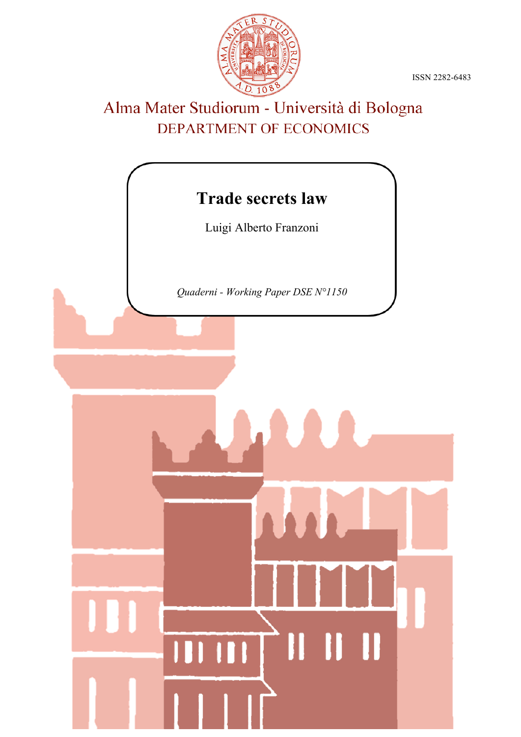ISSN 2282-6483

Alma Mater Studiorum - Università di Bologna

DEPARTMENT OF ECONOMICS

# Trade secrets law

Luigi Alberto Franzoni

*Quaderni - Working Paper DSE N°1150*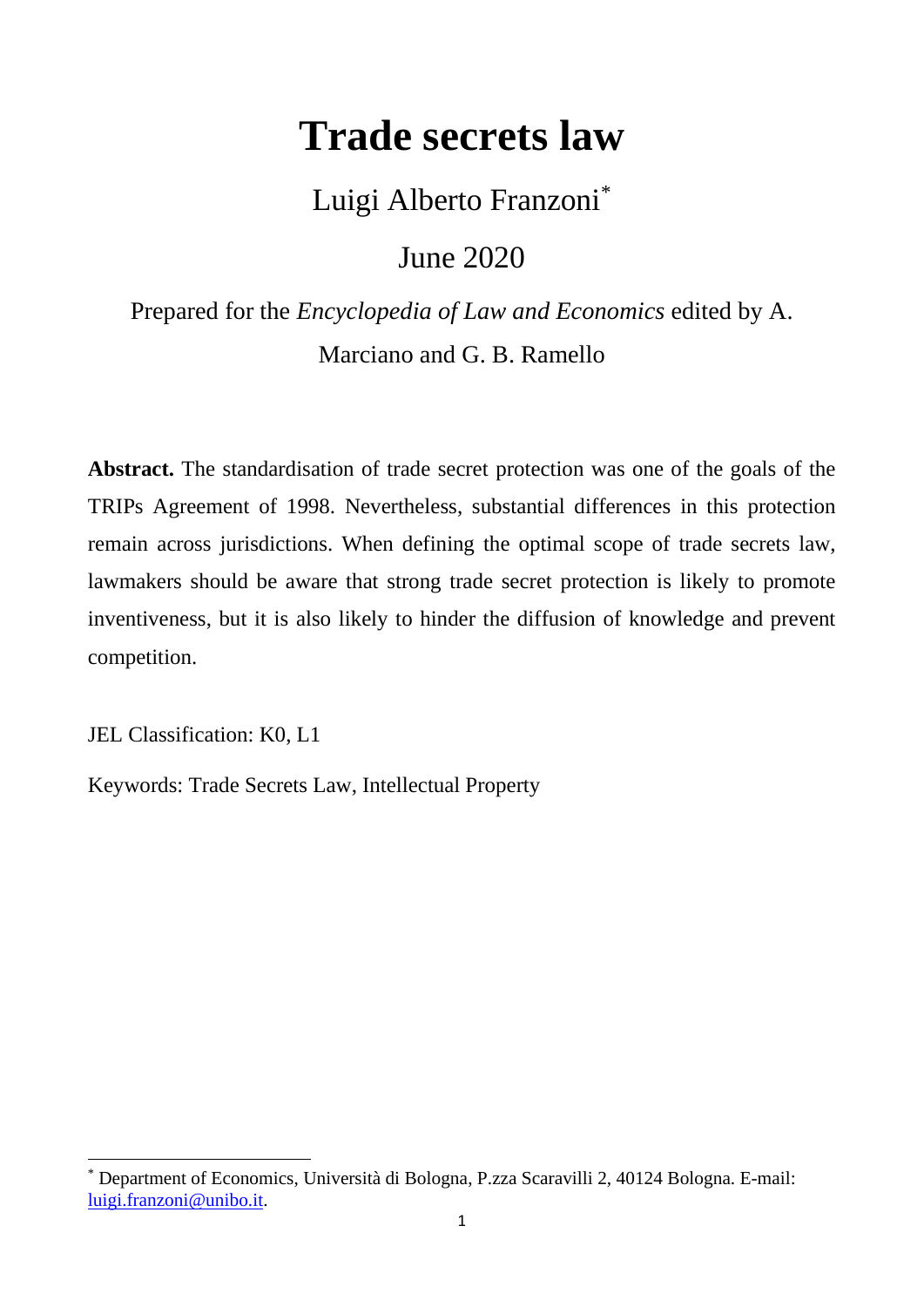# Trade secrets law

Luigi Alberto Franzoni[*]

June 2020

Prepared for the *Encyclopedia of Law and Economics* edited by A. Marciano and G. B. Ramello

**Abstract.** The standardisation of trade secret protection was one of the goals of the TRIPs Agreement of 1998. Nevertheless, substantial differences in this protection remain across jurisdictions. When defining the optimal scope of trade secrets law, lawmakers should be aware that strong trade secret protection is likely to promote inventiveness, but it is also likely to hinder the diffusion of knowledge and prevent competition.

JEL Classification: K0, L1

Keywords: Trade Secrets Law, Intellectual Property

[*] Department of Economics, Università di Bologna, P.zza Scaravilli 2, 40124 Bologna. E-mail: luigi.franzoni@unibo.it.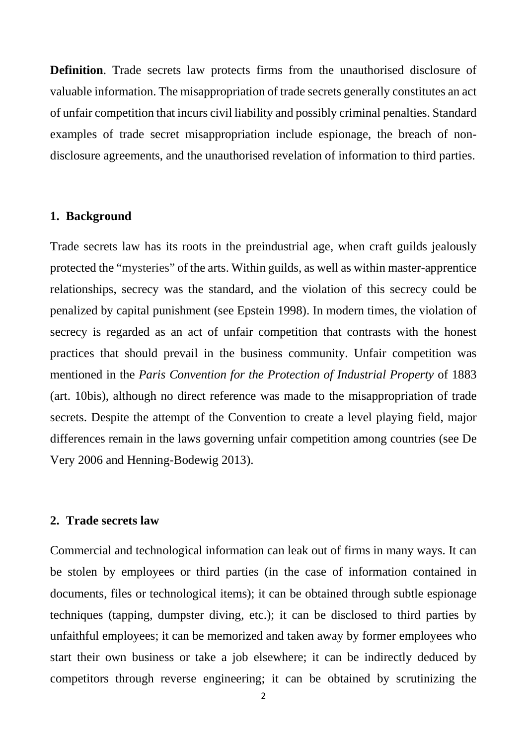**Definition**. Trade secrets law protects firms from the unauthorised disclosure of valuable information. The misappropriation of trade secrets generally constitutes an act of unfair competition that incurs civil liability and possibly criminal penalties. Standard examples of trade secret misappropriation include espionage, the breach of non-disclosure agreements, and the unauthorised revelation of information to third parties.

## 1. Background

Trade secrets law has its roots in the preindustrial age, when craft guilds jealously protected the "mysteries" of the arts. Within guilds, as well as within master-apprentice relationships, secrecy was the standard, and the violation of this secrecy could be penalized by capital punishment (see Epstein 1998). In modern times, the violation of secrecy is regarded as an act of unfair competition that contrasts with the honest practices that should prevail in the business community. Unfair competition was mentioned in the *Paris Convention for the Protection of Industrial Property* of 1883 (art. 10bis), although no direct reference was made to the misappropriation of trade secrets. Despite the attempt of the Convention to create a level playing field, major differences remain in the laws governing unfair competition among countries (see De Very 2006 and Henning-Bodewig 2013).

## 2. Trade secrets law

Commercial and technological information can leak out of firms in many ways. It can be stolen by employees or third parties (in the case of information contained in documents, files or technological items); it can be obtained through subtle espionage techniques (tapping, dumpster diving, etc.); it can be disclosed to third parties by unfaithful employees; it can be memorized and taken away by former employees who start their own business or take a job elsewhere; it can be indirectly deduced by competitors through reverse engineering; it can be obtained by scrutinizing the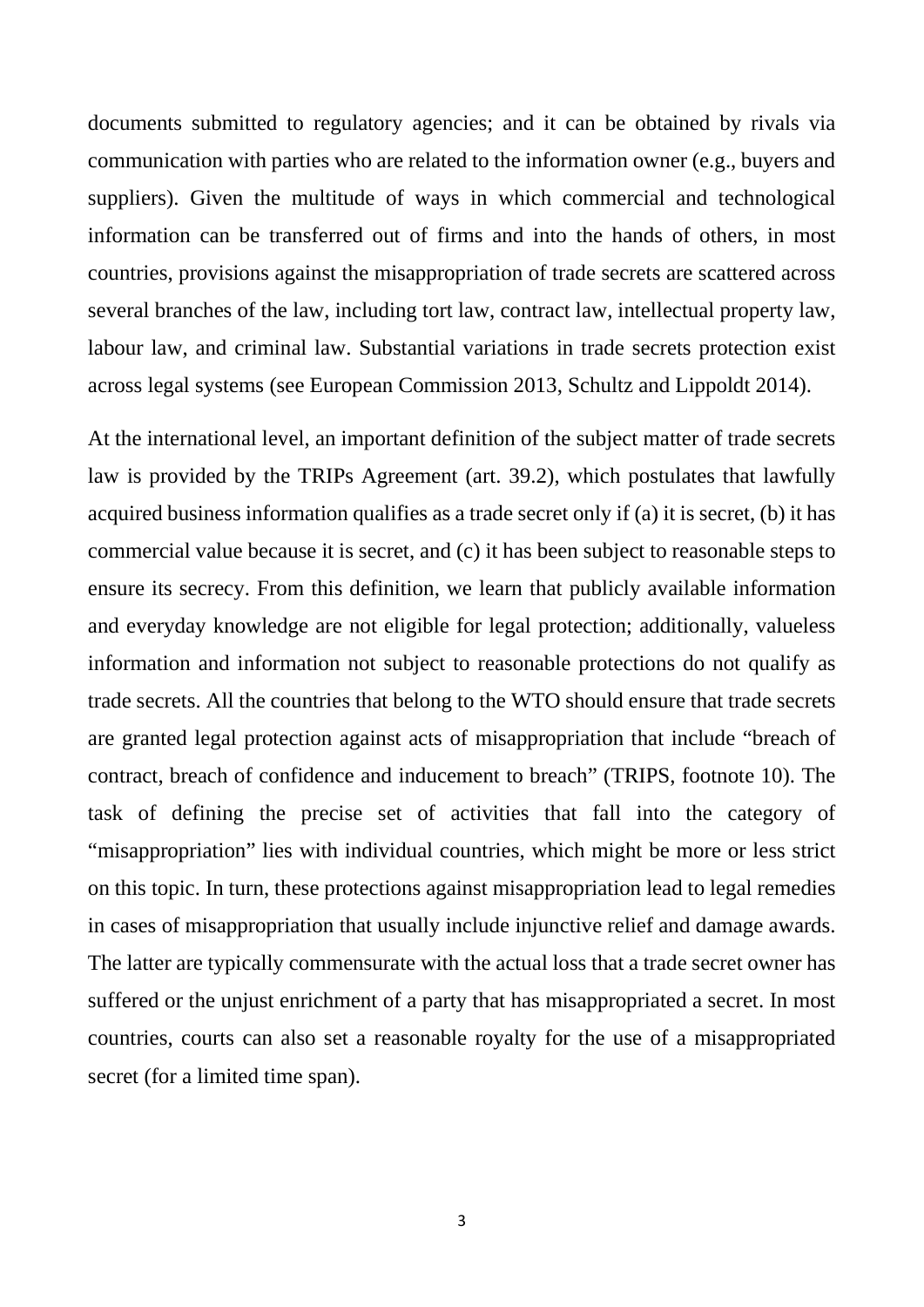documents submitted to regulatory agencies; and it can be obtained by rivals via communication with parties who are related to the information owner (e.g., buyers and suppliers). Given the multitude of ways in which commercial and technological information can be transferred out of firms and into the hands of others, in most countries, provisions against the misappropriation of trade secrets are scattered across several branches of the law, including tort law, contract law, intellectual property law, labour law, and criminal law. Substantial variations in trade secrets protection exist across legal systems (see European Commission 2013, Schultz and Lippoldt 2014).

At the international level, an important definition of the subject matter of trade secrets law is provided by the TRIPs Agreement (art. 39.2), which postulates that lawfully acquired business information qualifies as a trade secret only if (a) it is secret, (b) it has commercial value because it is secret, and (c) it has been subject to reasonable steps to ensure its secrecy. From this definition, we learn that publicly available information and everyday knowledge are not eligible for legal protection; additionally, valueless information and information not subject to reasonable protections do not qualify as trade secrets. All the countries that belong to the WTO should ensure that trade secrets are granted legal protection against acts of misappropriation that include "breach of contract, breach of confidence and inducement to breach" (TRIPS, footnote 10). The task of defining the precise set of activities that fall into the category of "misappropriation" lies with individual countries, which might be more or less strict on this topic. In turn, these protections against misappropriation lead to legal remedies in cases of misappropriation that usually include injunctive relief and damage awards. The latter are typically commensurate with the actual loss that a trade secret owner has suffered or the unjust enrichment of a party that has misappropriated a secret. In most countries, courts can also set a reasonable royalty for the use of a misappropriated secret (for a limited time span).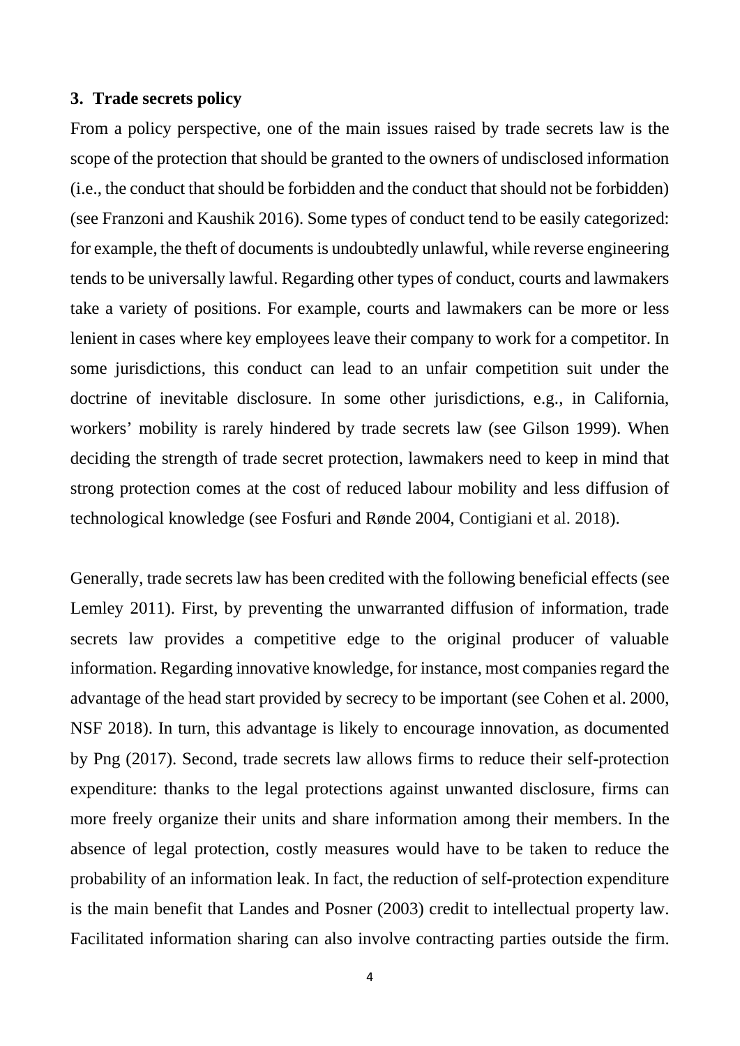## 3. Trade secrets policy

From a policy perspective, one of the main issues raised by trade secrets law is the scope of the protection that should be granted to the owners of undisclosed information (i.e., the conduct that should be forbidden and the conduct that should not be forbidden) (see Franzoni and Kaushik 2016). Some types of conduct tend to be easily categorized: for example, the theft of documents is undoubtedly unlawful, while reverse engineering tends to be universally lawful. Regarding other types of conduct, courts and lawmakers take a variety of positions. For example, courts and lawmakers can be more or less lenient in cases where key employees leave their company to work for a competitor. In some jurisdictions, this conduct can lead to an unfair competition suit under the doctrine of inevitable disclosure. In some other jurisdictions, e.g., in California, workers' mobility is rarely hindered by trade secrets law (see Gilson 1999). When deciding the strength of trade secret protection, lawmakers need to keep in mind that strong protection comes at the cost of reduced labour mobility and less diffusion of technological knowledge (see Fosfuri and Rønde 2004, Contigiani et al. 2018).

Generally, trade secrets law has been credited with the following beneficial effects (see Lemley 2011). First, by preventing the unwarranted diffusion of information, trade secrets law provides a competitive edge to the original producer of valuable information. Regarding innovative knowledge, for instance, most companies regard the advantage of the head start provided by secrecy to be important (see Cohen et al. 2000, NSF 2018). In turn, this advantage is likely to encourage innovation, as documented by Png (2017). Second, trade secrets law allows firms to reduce their self-protection expenditure: thanks to the legal protections against unwanted disclosure, firms can more freely organize their units and share information among their members. In the absence of legal protection, costly measures would have to be taken to reduce the probability of an information leak. In fact, the reduction of self-protection expenditure is the main benefit that Landes and Posner (2003) credit to intellectual property law. Facilitated information sharing can also involve contracting parties outside the firm.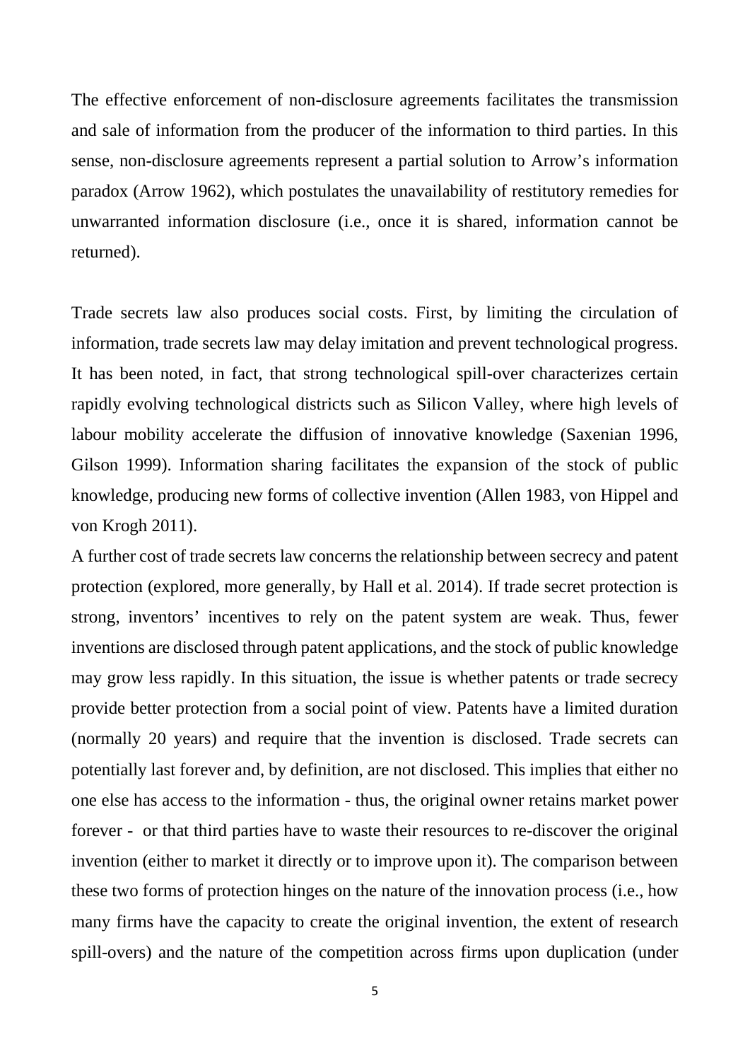The effective enforcement of non-disclosure agreements facilitates the transmission and sale of information from the producer of the information to third parties. In this sense, non-disclosure agreements represent a partial solution to Arrow's information paradox (Arrow 1962), which postulates the unavailability of restitutory remedies for unwarranted information disclosure (i.e., once it is shared, information cannot be returned).

Trade secrets law also produces social costs. First, by limiting the circulation of information, trade secrets law may delay imitation and prevent technological progress. It has been noted, in fact, that strong technological spill-over characterizes certain rapidly evolving technological districts such as Silicon Valley, where high levels of labour mobility accelerate the diffusion of innovative knowledge (Saxenian 1996, Gilson 1999). Information sharing facilitates the expansion of the stock of public knowledge, producing new forms of collective invention (Allen 1983, von Hippel and von Krogh 2011).

A further cost of trade secrets law concerns the relationship between secrecy and patent protection (explored, more generally, by Hall et al. 2014). If trade secret protection is strong, inventors' incentives to rely on the patent system are weak. Thus, fewer inventions are disclosed through patent applications, and the stock of public knowledge may grow less rapidly. In this situation, the issue is whether patents or trade secrecy provide better protection from a social point of view. Patents have a limited duration (normally 20 years) and require that the invention is disclosed. Trade secrets can potentially last forever and, by definition, are not disclosed. This implies that either no one else has access to the information - thus, the original owner retains market power forever - or that third parties have to waste their resources to re-discover the original invention (either to market it directly or to improve upon it). The comparison between these two forms of protection hinges on the nature of the innovation process (i.e., how many firms have the capacity to create the original invention, the extent of research spill-overs) and the nature of the competition across firms upon duplication (under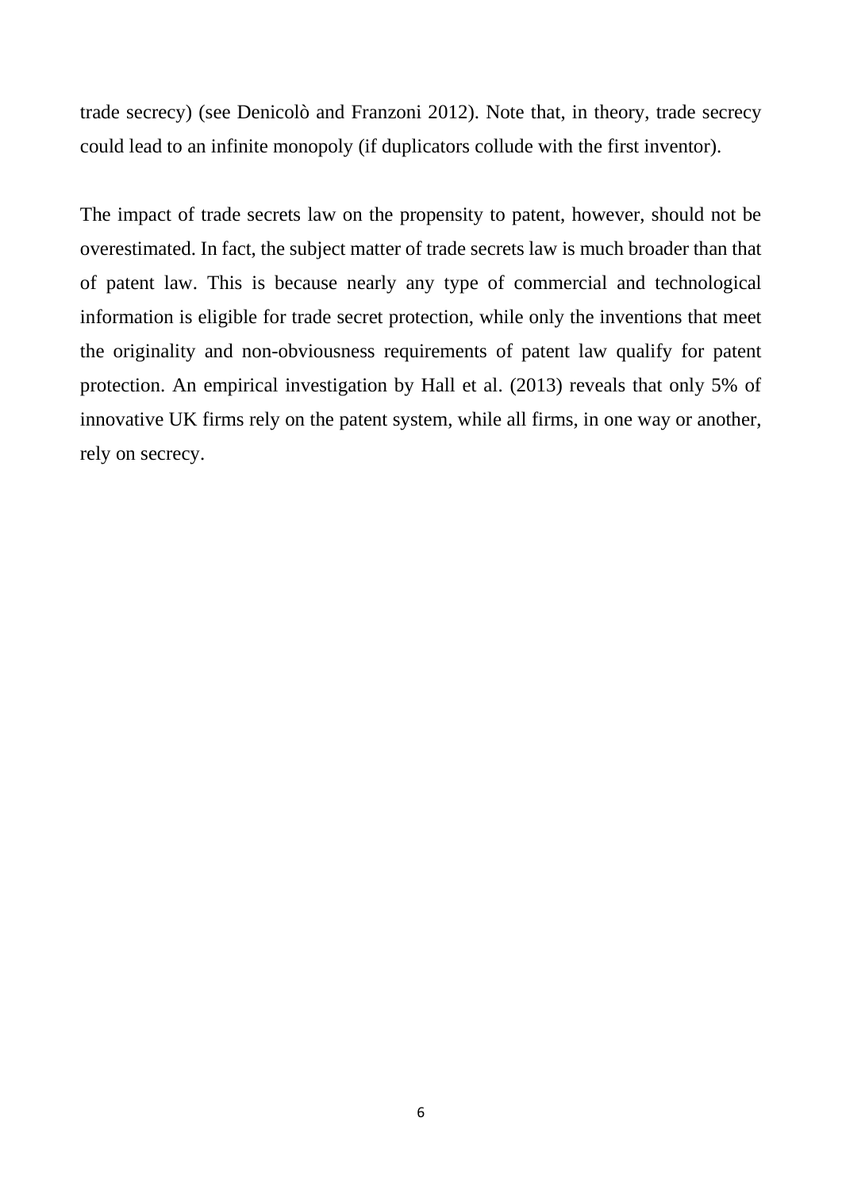trade secrecy) (see Denicolò and Franzoni 2012). Note that, in theory, trade secrecy could lead to an infinite monopoly (if duplicators collude with the first inventor).

The impact of trade secrets law on the propensity to patent, however, should not be overestimated. In fact, the subject matter of trade secrets law is much broader than that of patent law. This is because nearly any type of commercial and technological information is eligible for trade secret protection, while only the inventions that meet the originality and non-obviousness requirements of patent law qualify for patent protection. An empirical investigation by Hall et al. (2013) reveals that only 5% of innovative UK firms rely on the patent system, while all firms, in one way or another, rely on secrecy.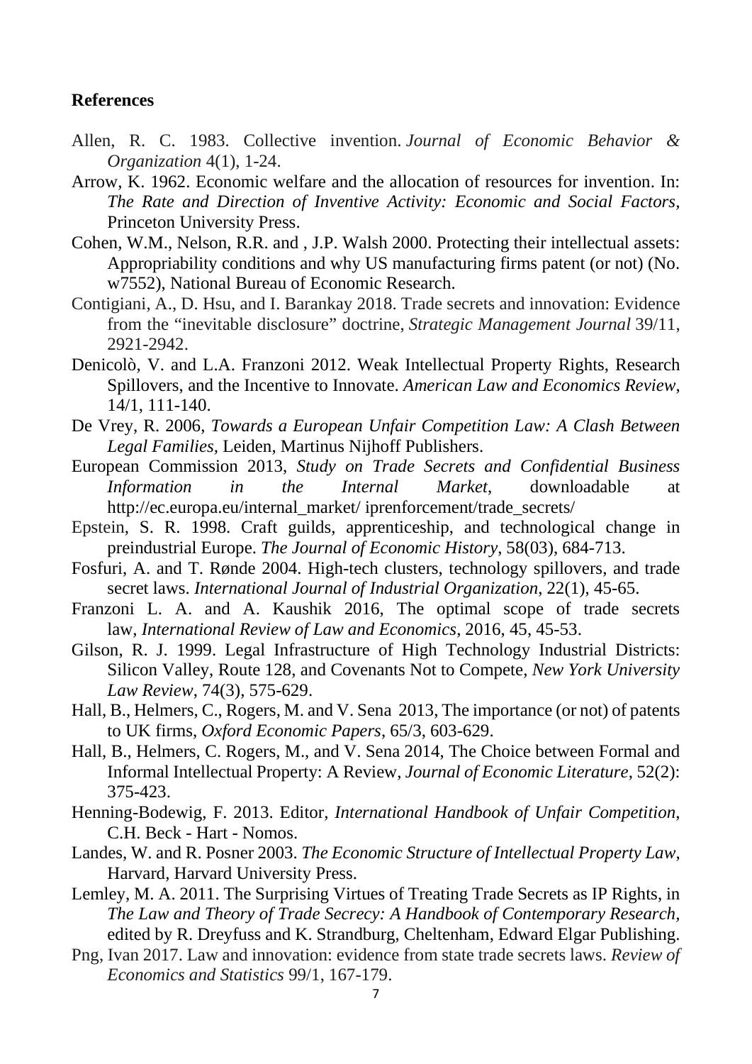## References

Allen, R. C. 1983. Collective invention. *Journal of Economic Behavior & Organization* 4(1), 1-24.

Arrow, K. 1962. Economic welfare and the allocation of resources for invention. In: *The Rate and Direction of Inventive Activity: Economic and Social Factors*, Princeton University Press.

Cohen, W.M., Nelson, R.R. and , J.P. Walsh 2000. Protecting their intellectual assets: Appropriability conditions and why US manufacturing firms patent (or not) (No. w7552), National Bureau of Economic Research.

Contigiani, A., D. Hsu, and I. Barankay 2018. Trade secrets and innovation: Evidence from the "inevitable disclosure" doctrine, *Strategic Management Journal* 39/11, 2921-2942.

Denicolò, V. and L.A. Franzoni 2012. Weak Intellectual Property Rights, Research Spillovers, and the Incentive to Innovate. *American Law and Economics Review*, 14/1, 111-140.

De Vrey, R. 2006, *Towards a European Unfair Competition Law: A Clash Between Legal Families,* Leiden, Martinus Nijhoff Publishers.

European Commission 2013, *Study on Trade Secrets and Confidential Business Information in the Internal Market*, downloadable at http://ec.europa.eu/internal_market/ iprenforcement/trade_secrets/

Epstein, S. R. 1998. Craft guilds, apprenticeship, and technological change in preindustrial Europe. *The Journal of Economic History*, 58(03), 684-713.

Fosfuri, A. and T. Rønde 2004. High-tech clusters, technology spillovers, and trade secret laws. *International Journal of Industrial Organization*, 22(1), 45-65.

Franzoni L. A. and A. Kaushik 2016, The optimal scope of trade secrets law, *International Review of Law and Economics*, 2016, 45, 45-53.

Gilson, R. J. 1999. Legal Infrastructure of High Technology Industrial Districts: Silicon Valley, Route 128, and Covenants Not to Compete, *New York University Law Review*, 74(3), 575-629.

Hall, B., Helmers, C., Rogers, M. and V. Sena 2013, The importance (or not) of patents to UK firms, *Oxford Economic Papers*, 65/3, 603-629.

Hall, B., Helmers, C. Rogers, M., and V. Sena 2014, The Choice between Formal and Informal Intellectual Property: A Review, *Journal of Economic Literature*, 52(2): 375-423.

Henning-Bodewig, F. 2013. Editor, *International Handbook of Unfair Competition*, C.H. Beck - Hart - Nomos.

Landes, W. and R. Posner 2003. *The Economic Structure of Intellectual Property Law*, Harvard, Harvard University Press.

Lemley, M. A. 2011. The Surprising Virtues of Treating Trade Secrets as IP Rights, in *The Law and Theory of Trade Secrecy: A Handbook of Contemporary Research,* edited by R. Dreyfuss and K. Strandburg, Cheltenham, Edward Elgar Publishing.

Png, Ivan 2017. Law and innovation: evidence from state trade secrets laws. *Review of Economics and Statistics* 99/1, 167-179.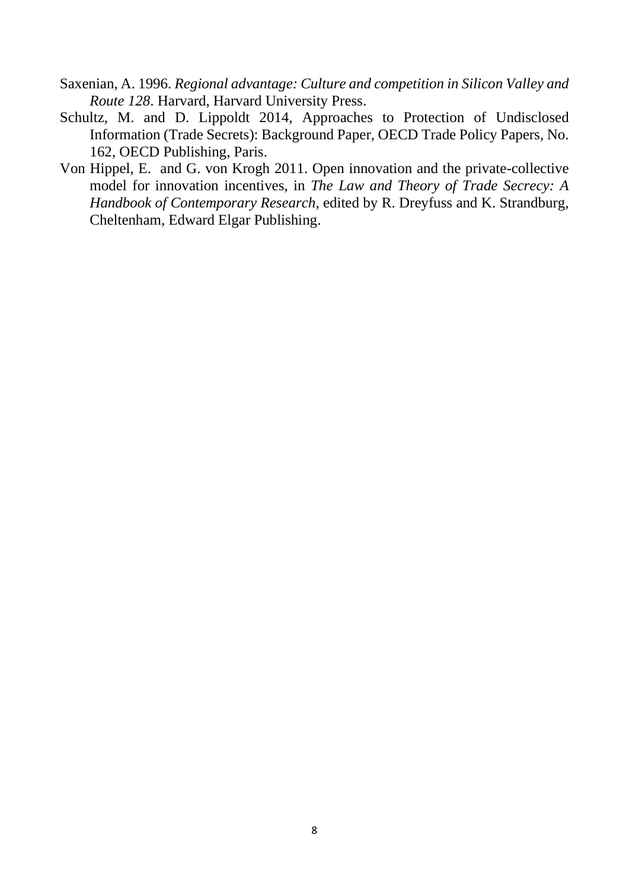Saxenian, A. 1996. *Regional advantage: Culture and competition in Silicon Valley and Route 128*. Harvard, Harvard University Press.

Schultz, M. and D. Lippoldt 2014, Approaches to Protection of Undisclosed Information (Trade Secrets): Background Paper, OECD Trade Policy Papers, No. 162, OECD Publishing, Paris.

Von Hippel, E. and G. von Krogh 2011. Open innovation and the private-collective model for innovation incentives, in *The Law and Theory of Trade Secrecy: A Handbook of Contemporary Research*, edited by R. Dreyfuss and K. Strandburg, Cheltenham, Edward Elgar Publishing.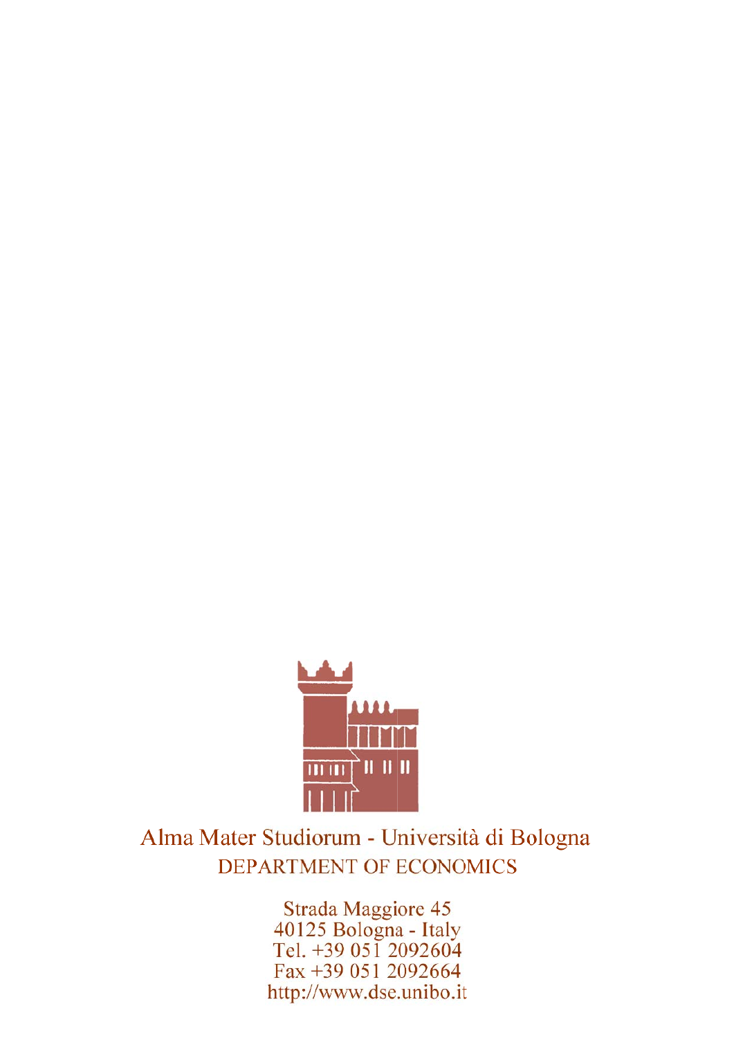Alma Mater Studiorum - Università di Bologna

DEPARTMENT OF ECONOMICS

Strada Maggiore 45
40125 Bologna - Italy
Tel. +39 051 2092604
Fax +39 051 2092664
http://www.dse.unibo.it